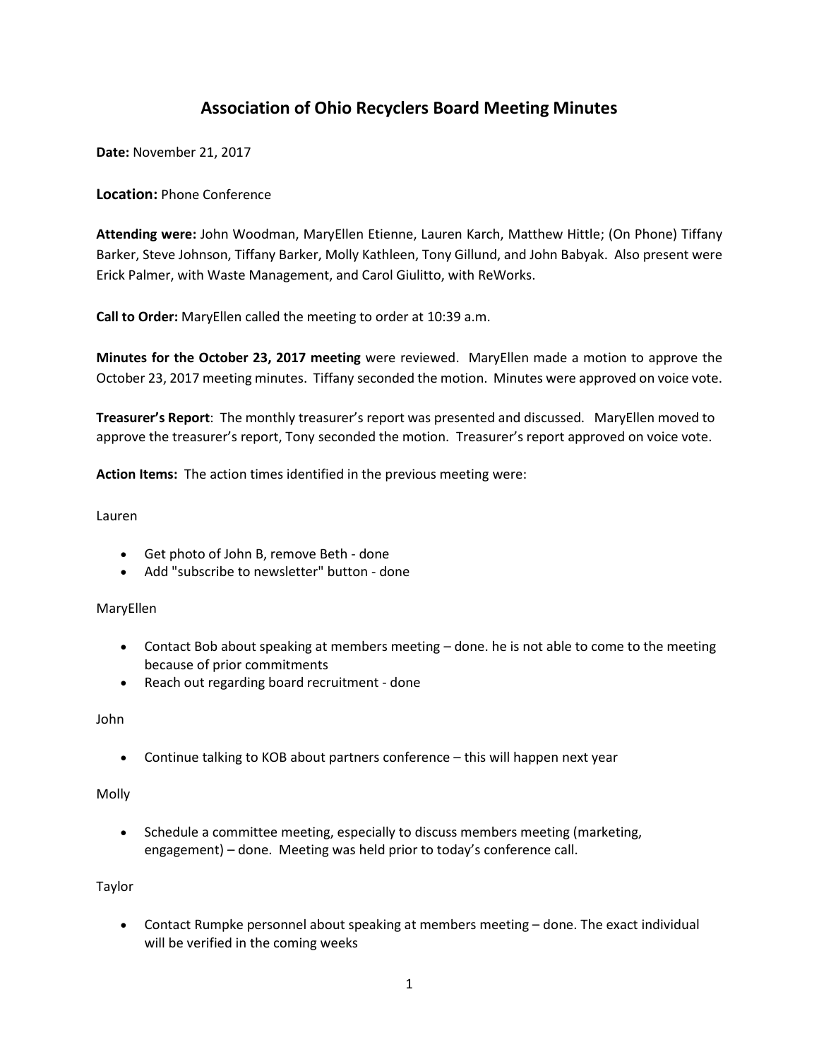# Association of Ohio Recyclers Board Meeting Minutes

**Date:** November 21, 2017

**Location:** Phone Conference

**Attending were:** John Woodman, MaryEllen Etienne, Lauren Karch, Matthew Hittle; (On Phone) Tiffany Barker, Steve Johnson, Tiffany Barker, Molly Kathleen, Tony Gillund, and John Babyak. Also present were Erick Palmer, with Waste Management, and Carol Giulitto, with ReWorks.

**Call to Order:** MaryEllen called the meeting to order at 10:39 a.m.

**Minutes for the October 23, 2017 meeting** were reviewed. MaryEllen made a motion to approve the October 23, 2017 meeting minutes. Tiffany seconded the motion. Minutes were approved on voice vote.

**Treasurer's Report**: The monthly treasurer's report was presented and discussed. MaryEllen moved to approve the treasurer's report, Tony seconded the motion. Treasurer's report approved on voice vote.

**Action Items:** The action times identified in the previous meeting were:

Lauren

- Get photo of John B, remove Beth - done
- Add "subscribe to newsletter" button - done

MaryEllen

- Contact Bob about speaking at members meeting – done. he is not able to come to the meeting because of prior commitments
- Reach out regarding board recruitment - done

John

- Continue talking to KOB about partners conference – this will happen next year

Molly

- Schedule a committee meeting, especially to discuss members meeting (marketing, engagement) – done. Meeting was held prior to today's conference call.

Taylor

- Contact Rumpke personnel about speaking at members meeting – done. The exact individual will be verified in the coming weeks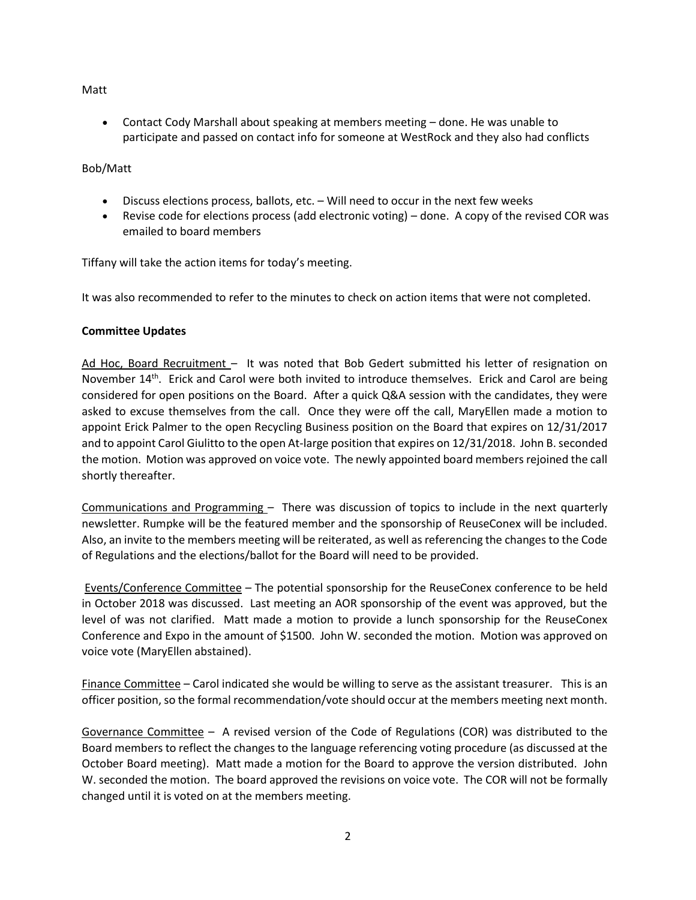Matt

- Contact Cody Marshall about speaking at members meeting – done. He was unable to participate and passed on contact info for someone at WestRock and they also had conflicts

Bob/Matt

- Discuss elections process, ballots, etc. – Will need to occur in the next few weeks
- Revise code for elections process (add electronic voting) – done. A copy of the revised COR was emailed to board members

Tiffany will take the action items for today's meeting.

It was also recommended to refer to the minutes to check on action items that were not completed.

**Committee Updates**

Ad Hoc, Board Recruitment – It was noted that Bob Gedert submitted his letter of resignation on November 14th. Erick and Carol were both invited to introduce themselves. Erick and Carol are being considered for open positions on the Board. After a quick Q&A session with the candidates, they were asked to excuse themselves from the call. Once they were off the call, MaryEllen made a motion to appoint Erick Palmer to the open Recycling Business position on the Board that expires on 12/31/2017 and to appoint Carol Giulitto to the open At-large position that expires on 12/31/2018. John B. seconded the motion. Motion was approved on voice vote. The newly appointed board members rejoined the call shortly thereafter.

Communications and Programming – There was discussion of topics to include in the next quarterly newsletter. Rumpke will be the featured member and the sponsorship of ReuseConex will be included. Also, an invite to the members meeting will be reiterated, as well as referencing the changes to the Code of Regulations and the elections/ballot for the Board will need to be provided.

Events/Conference Committee – The potential sponsorship for the ReuseConex conference to be held in October 2018 was discussed. Last meeting an AOR sponsorship of the event was approved, but the level of was not clarified. Matt made a motion to provide a lunch sponsorship for the ReuseConex Conference and Expo in the amount of $1500. John W. seconded the motion. Motion was approved on voice vote (MaryEllen abstained).

Finance Committee – Carol indicated she would be willing to serve as the assistant treasurer. This is an officer position, so the formal recommendation/vote should occur at the members meeting next month.

Governance Committee – A revised version of the Code of Regulations (COR) was distributed to the Board members to reflect the changes to the language referencing voting procedure (as discussed at the October Board meeting). Matt made a motion for the Board to approve the version distributed. John W. seconded the motion. The board approved the revisions on voice vote. The COR will not be formally changed until it is voted on at the members meeting.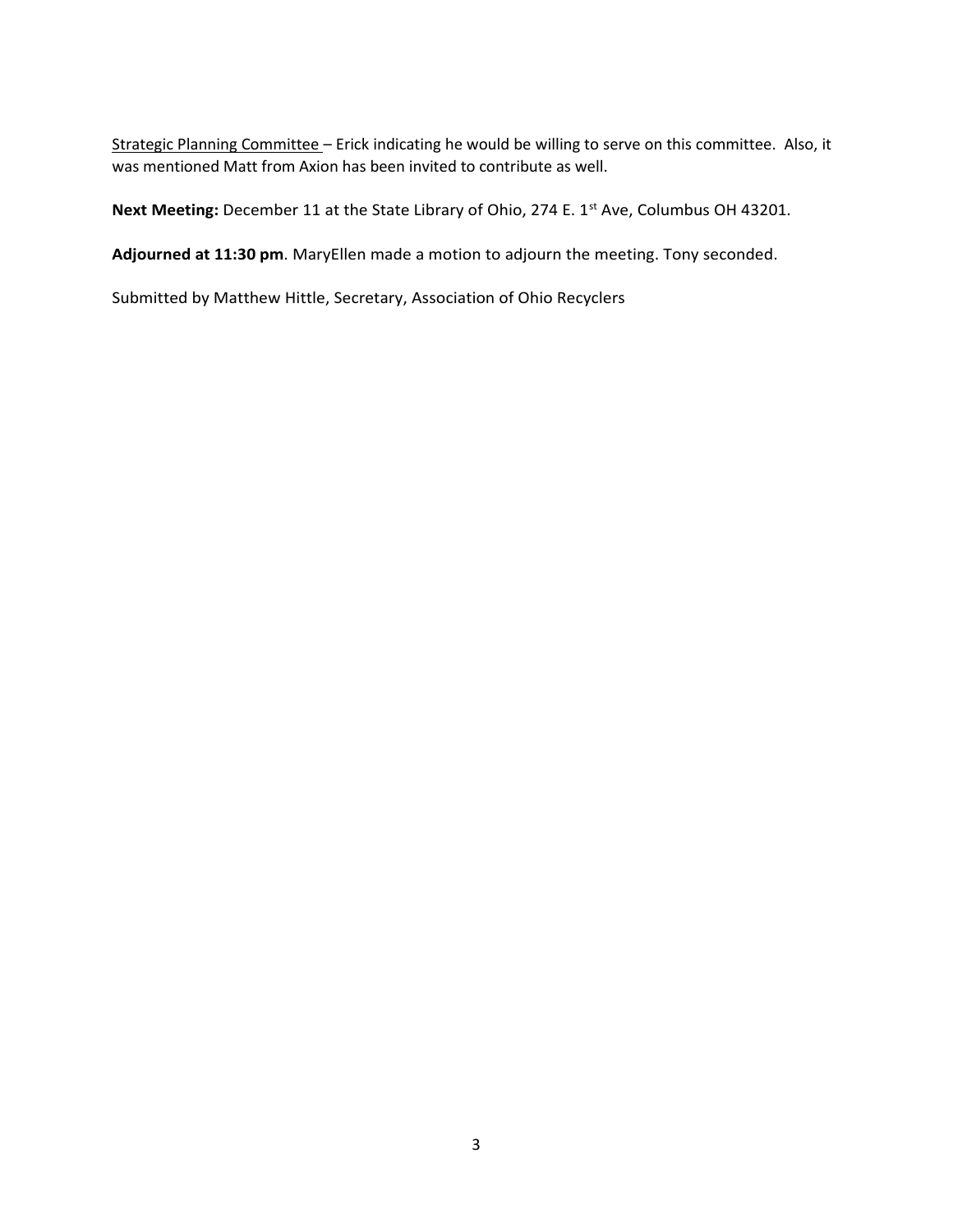<u>Strategic Planning Committee</u> – Erick indicating he would be willing to serve on this committee. Also, it was mentioned Matt from Axion has been invited to contribute as well.

**Next Meeting:** December 11 at the State Library of Ohio, 274 E. 1st Ave, Columbus OH 43201.

**Adjourned at 11:30 pm**. MaryEllen made a motion to adjourn the meeting. Tony seconded.

Submitted by Matthew Hittle, Secretary, Association of Ohio Recyclers